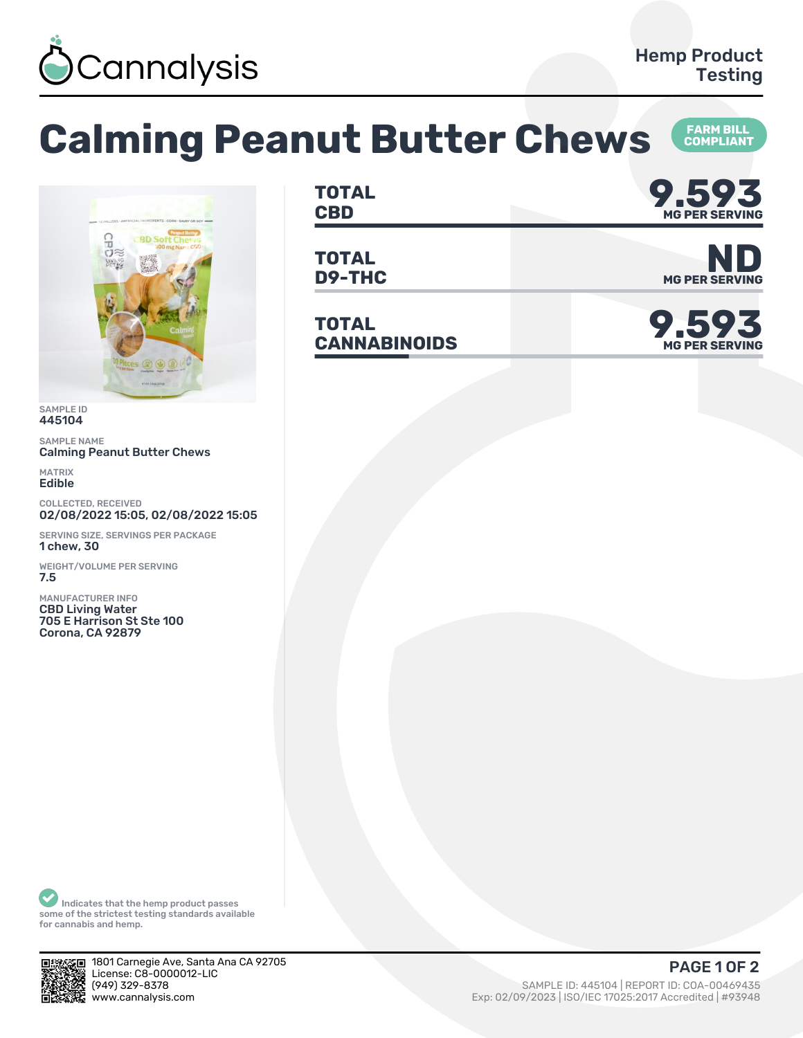Cannalysis

Hemp Product Testing

# Calming Peanut Butter Chews

FARM BILL COMPLIANT

| | | |
|---|---|---|
| **TOTAL CBD** | **9.593** | MG PER SERVING |
| **TOTAL D9-THC** | **ND** | MG PER SERVING |
| **TOTAL CANNABINOIDS** | **9.593** | MG PER SERVING |

SAMPLE ID
445104

SAMPLE NAME
Calming Peanut Butter Chews

MATRIX
Edible

COLLECTED, RECEIVED
02/08/2022 15:05, 02/08/2022 15:05

SERVING SIZE, SERVINGS PER PACKAGE
1 chew, 30

WEIGHT/VOLUME PER SERVING
7.5

MANUFACTURER INFO
CBD Living Water
705 E Harrison St Ste 100
Corona, CA 92879

Indicates that the hemp product passes some of the strictest testing standards available for cannabis and hemp.

1801 Carnegie Ave, Santa Ana CA 92705
License: C8-0000012-LIC
(949) 329-8378
www.cannalysis.com

SAMPLE ID: 445104 | REPORT ID: COA-00469435
Exp: 02/09/2023 | ISO/IEC 17025:2017 Accredited | #93948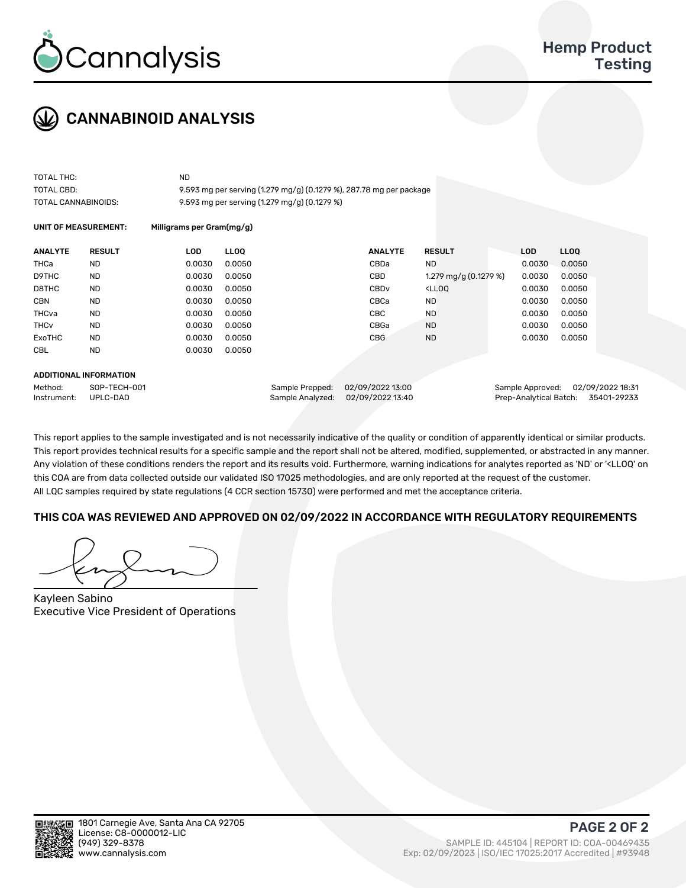# Cannalysis

**Hemp Product Testing**

## CANNABINOID ANALYSIS

| | |
|---|---|
| TOTAL THC: | ND |
| TOTAL CBD: | 9.593 mg per serving (1.279 mg/g) (0.1279 %), 287.78 mg per package |
| TOTAL CANNABINOIDS: | 9.593 mg per serving (1.279 mg/g) (0.1279 %) |

**UNIT OF MEASUREMENT:** Milligrams per Gram(mg/g)

| ANALYTE | RESULT | LOD | LLOQ | ANALYTE | RESULT | LOD | LLOQ |
|---|---|---|---|---|---|---|---|
| THCa | ND | 0.0030 | 0.0050 | CBDa | ND | 0.0030 | 0.0050 |
| D9THC | ND | 0.0030 | 0.0050 | CBD | 1.279 mg/g (0.1279 %) | 0.0030 | 0.0050 |
| D8THC | ND | 0.0030 | 0.0050 | CBDv | <LLOQ | 0.0030 | 0.0050 |
| CBN | ND | 0.0030 | 0.0050 | CBCa | ND | 0.0030 | 0.0050 |
| THCva | ND | 0.0030 | 0.0050 | CBC | ND | 0.0030 | 0.0050 |
| THCv | ND | 0.0030 | 0.0050 | CBGa | ND | 0.0030 | 0.0050 |
| ExoTHC | ND | 0.0030 | 0.0050 | CBG | ND | 0.0030 | 0.0050 |
| CBL | ND | 0.0030 | 0.0050 | | | | |

**ADDITIONAL INFORMATION**

| | | | | | |
|---|---|---|---|---|---|
| Method: | SOP-TECH-001 | Sample Prepped: | 02/09/2022 13:00 | Sample Approved: | 02/09/2022 18:31 |
| Instrument: | UPLC-DAD | Sample Analyzed: | 02/09/2022 13:40 | Prep-Analytical Batch: | 35401-29233 |

This report applies to the sample investigated and is not necessarily indicative of the quality or condition of apparently identical or similar products. This report provides technical results for a specific sample and the report shall not be altered, modified, supplemented, or abstracted in any manner. Any violation of these conditions renders the report and its results void. Furthermore, warning indications for analytes reported as 'ND' or '<LLOQ' on this COA are from data collected outside our validated ISO 17025 methodologies, and are only reported at the request of the customer. All LQC samples required by state regulations (4 CCR section 15730) were performed and met the acceptance criteria.

**THIS COA WAS REVIEWED AND APPROVED ON 02/09/2022 IN ACCORDANCE WITH REGULATORY REQUIREMENTS**

Kayleen Sabino
Executive Vice President of Operations

1801 Carnegie Ave, Santa Ana CA 92705
License: C8-0000012-LIC
(949) 329-8378
www.cannalysis.com

SAMPLE ID: 445104 | REPORT ID: COA-00469435
Exp: 02/09/2023 | ISO/IEC 17025:2017 Accredited | #93948